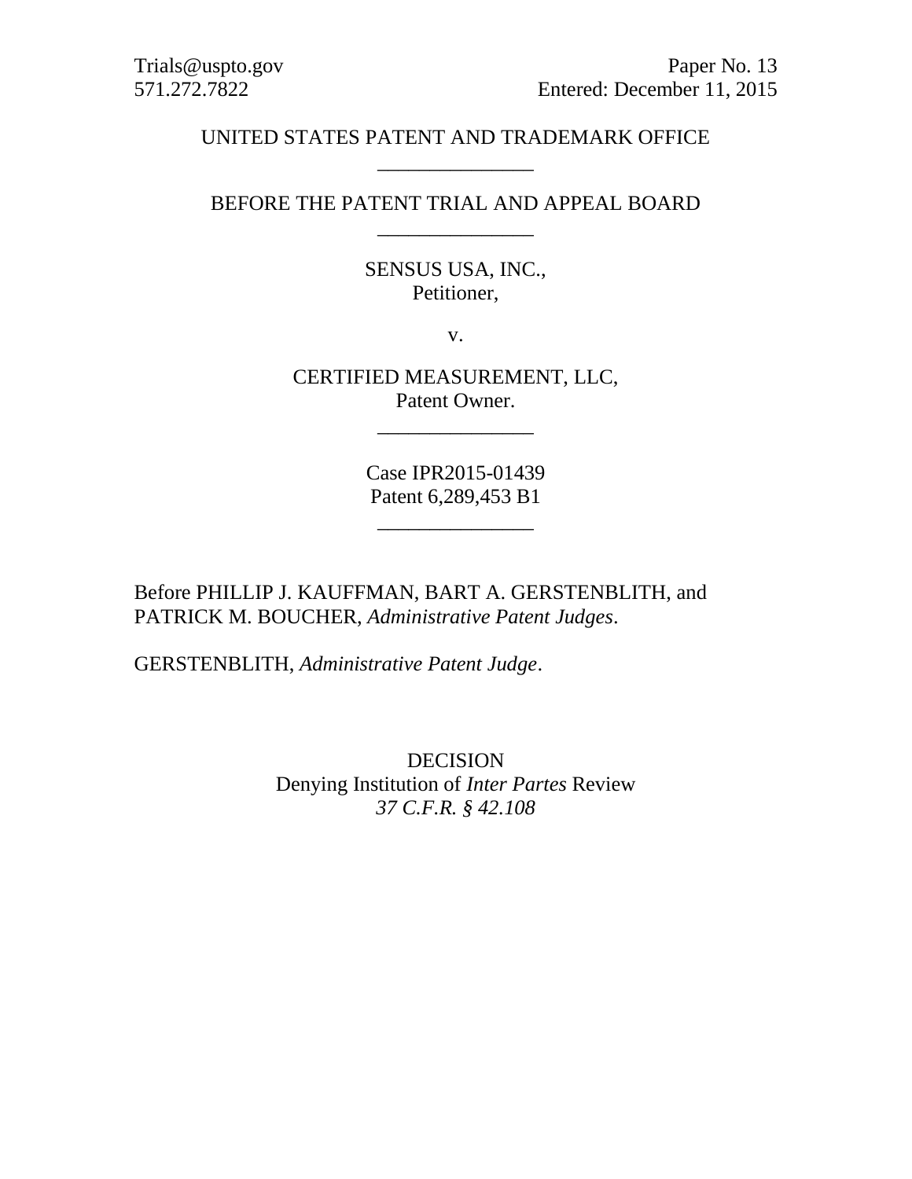Trials@uspto.gov
571.272.7822

Paper No. 13
Entered: December 11, 2015

UNITED STATES PATENT AND TRADEMARK OFFICE

\_\_\_\_\_\_\_\_\_\_\_\_\_\_\_

BEFORE THE PATENT TRIAL AND APPEAL BOARD

\_\_\_\_\_\_\_\_\_\_\_\_\_\_\_

SENSUS USA, INC.,
Petitioner,

v.

CERTIFIED MEASUREMENT, LLC,
Patent Owner.

\_\_\_\_\_\_\_\_\_\_\_\_\_\_\_

Case IPR2015-01439
Patent 6,289,453 B1

\_\_\_\_\_\_\_\_\_\_\_\_\_\_\_

Before PHILLIP J. KAUFFMAN, BART A. GERSTENBLITH, and PATRICK M. BOUCHER, *Administrative Patent Judges*.

GERSTENBLITH, *Administrative Patent Judge*.

DECISION
Denying Institution of *Inter Partes* Review
*37 C.F.R. § 42.108*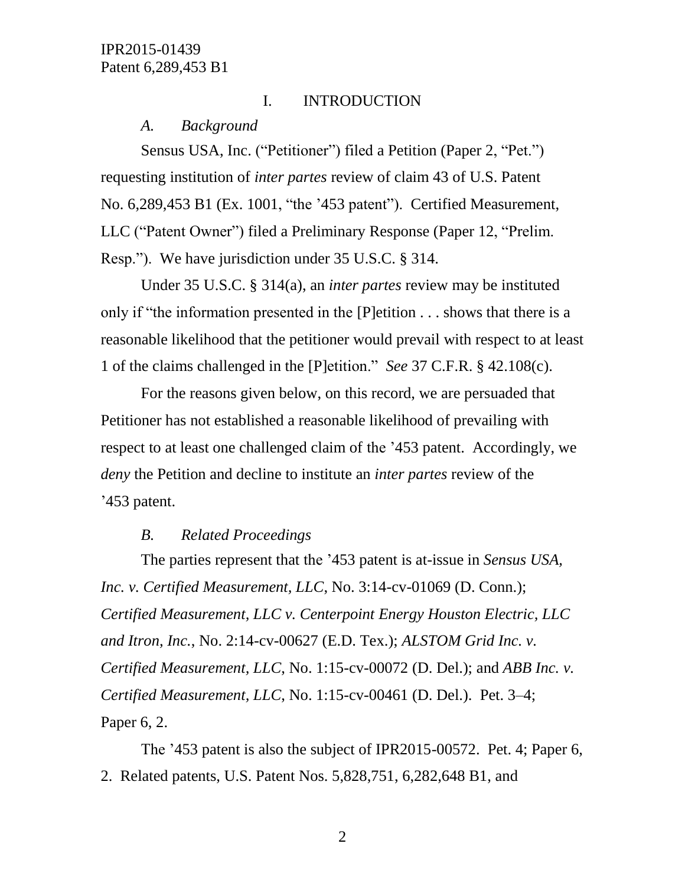## I. INTRODUCTION

### *A. Background*

Sensus USA, Inc. ("Petitioner") filed a Petition (Paper 2, "Pet.") requesting institution of *inter partes* review of claim 43 of U.S. Patent No. 6,289,453 B1 (Ex. 1001, "the '453 patent"). Certified Measurement, LLC ("Patent Owner") filed a Preliminary Response (Paper 12, "Prelim. Resp."). We have jurisdiction under 35 U.S.C. § 314.

Under 35 U.S.C. § 314(a), an *inter partes* review may be instituted only if "the information presented in the [P]etition . . . shows that there is a reasonable likelihood that the petitioner would prevail with respect to at least 1 of the claims challenged in the [P]etition." *See* 37 C.F.R. § 42.108(c).

For the reasons given below, on this record, we are persuaded that Petitioner has not established a reasonable likelihood of prevailing with respect to at least one challenged claim of the '453 patent. Accordingly, we *deny* the Petition and decline to institute an *inter partes* review of the '453 patent.

### *B. Related Proceedings*

The parties represent that the '453 patent is at-issue in *Sensus USA, Inc. v. Certified Measurement, LLC*, No. 3:14-cv-01069 (D. Conn.); *Certified Measurement, LLC v. Centerpoint Energy Houston Electric, LLC and Itron, Inc.*, No. 2:14-cv-00627 (E.D. Tex.); *ALSTOM Grid Inc. v. Certified Measurement, LLC*, No. 1:15-cv-00072 (D. Del.); and *ABB Inc. v. Certified Measurement, LLC*, No. 1:15-cv-00461 (D. Del.). Pet. 3–4; Paper 6, 2.

The '453 patent is also the subject of IPR2015-00572. Pet. 4; Paper 6, 2. Related patents, U.S. Patent Nos. 5,828,751, 6,282,648 B1, and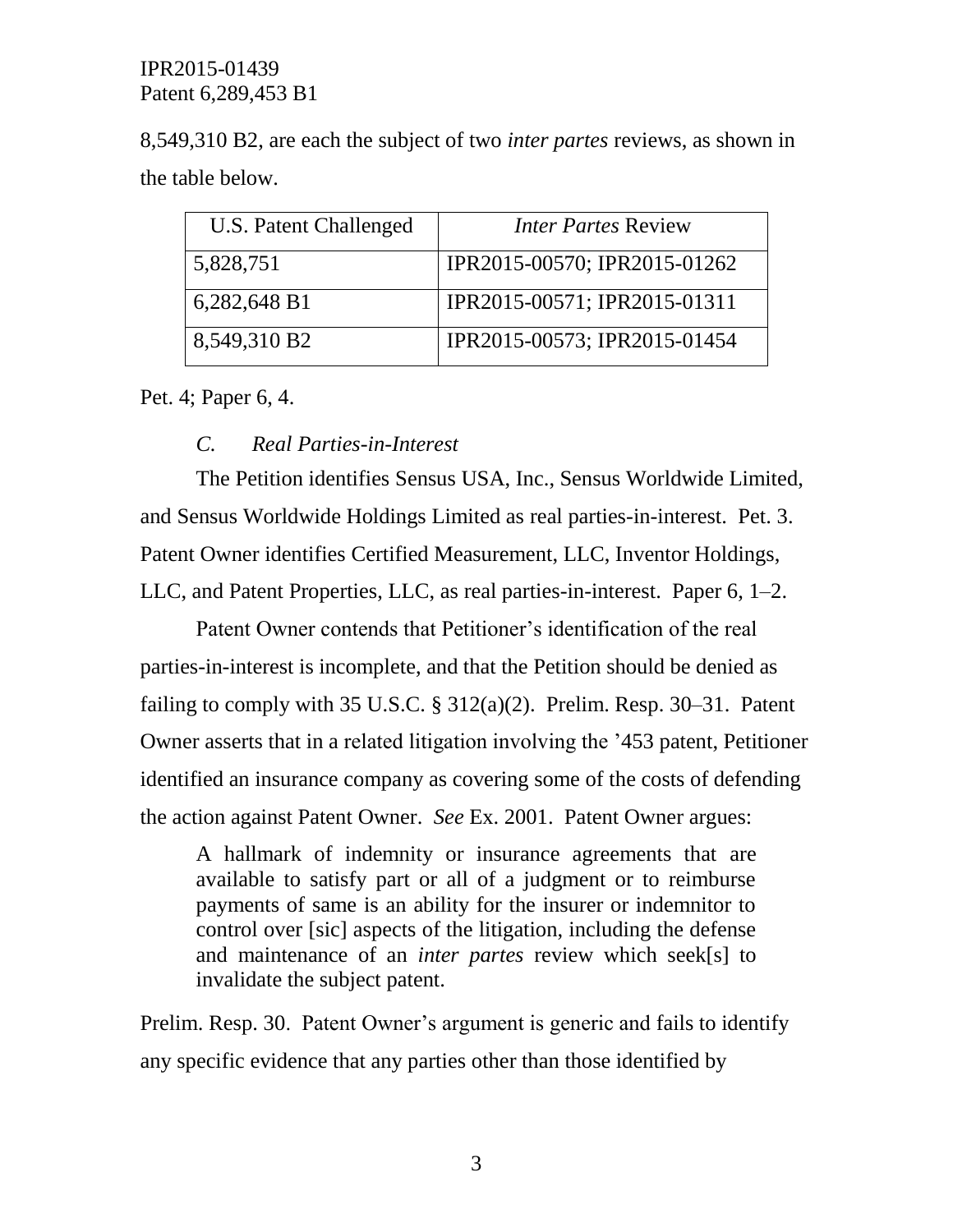8,549,310 B2, are each the subject of two *inter partes* reviews, as shown in the table below.

| U.S. Patent Challenged | *Inter Partes* Review |
|---|---|
| 5,828,751 | IPR2015-00570; IPR2015-01262 |
| 6,282,648 B1 | IPR2015-00571; IPR2015-01311 |
| 8,549,310 B2 | IPR2015-00573; IPR2015-01454 |

Pet. 4; Paper 6, 4.

### *C. Real Parties-in-Interest*

The Petition identifies Sensus USA, Inc., Sensus Worldwide Limited, and Sensus Worldwide Holdings Limited as real parties-in-interest. Pet. 3. Patent Owner identifies Certified Measurement, LLC, Inventor Holdings, LLC, and Patent Properties, LLC, as real parties-in-interest. Paper 6, 1–2.

Patent Owner contends that Petitioner's identification of the real parties-in-interest is incomplete, and that the Petition should be denied as failing to comply with 35 U.S.C. § 312(a)(2). Prelim. Resp. 30–31. Patent Owner asserts that in a related litigation involving the '453 patent, Petitioner identified an insurance company as covering some of the costs of defending the action against Patent Owner. *See* Ex. 2001. Patent Owner argues:

> A hallmark of indemnity or insurance agreements that are available to satisfy part or all of a judgment or to reimburse payments of same is an ability for the insurer or indemnitor to control over [sic] aspects of the litigation, including the defense and maintenance of an *inter partes* review which seek[s] to invalidate the subject patent.

Prelim. Resp. 30. Patent Owner's argument is generic and fails to identify any specific evidence that any parties other than those identified by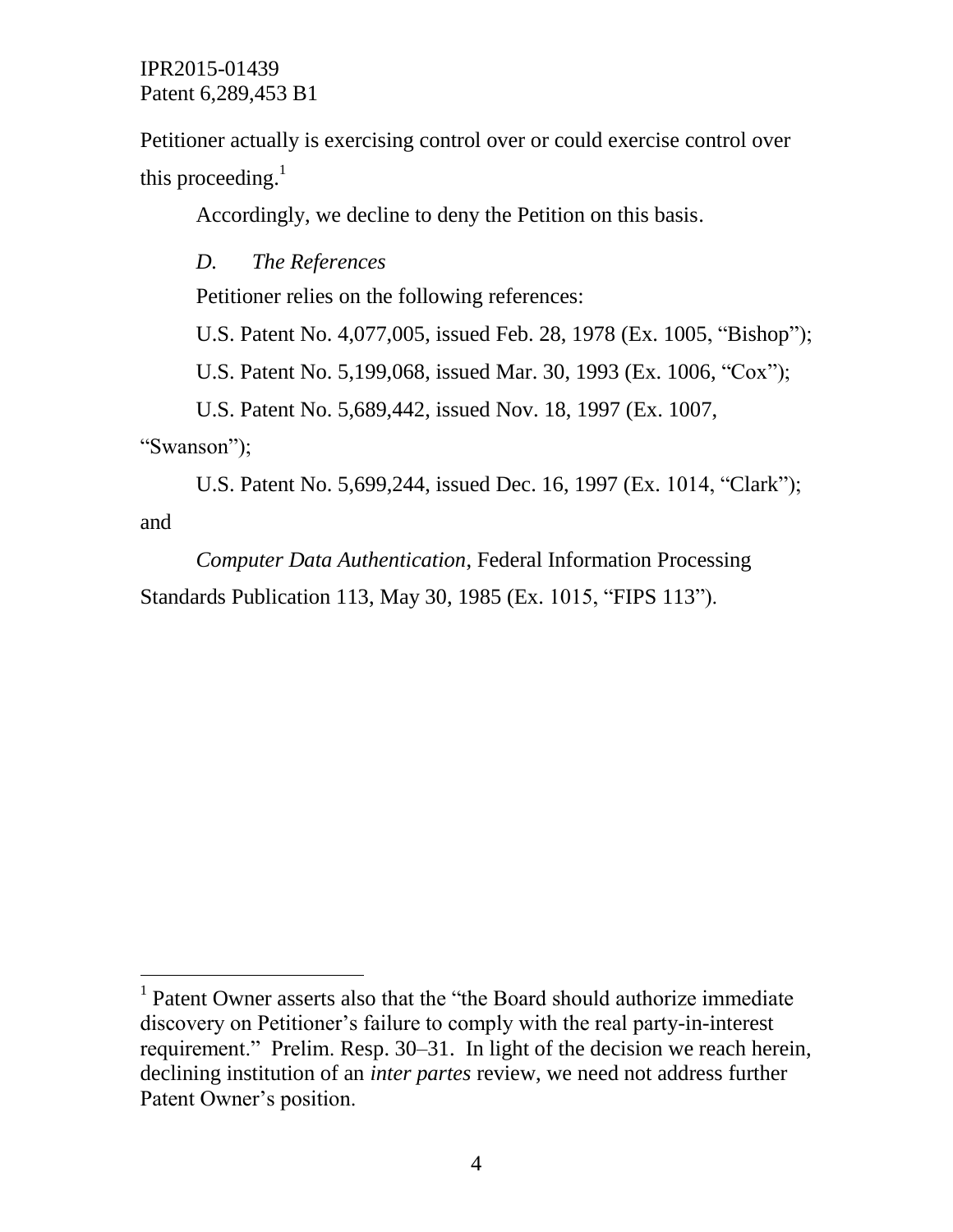Petitioner actually is exercising control over or could exercise control over this proceeding.[1]

Accordingly, we decline to deny the Petition on this basis.

### *D. The References*

Petitioner relies on the following references:

U.S. Patent No. 4,077,005, issued Feb. 28, 1978 (Ex. 1005, "Bishop");

U.S. Patent No. 5,199,068, issued Mar. 30, 1993 (Ex. 1006, "Cox");

U.S. Patent No. 5,689,442, issued Nov. 18, 1997 (Ex. 1007, "Swanson");

U.S. Patent No. 5,699,244, issued Dec. 16, 1997 (Ex. 1014, "Clark"); and

*Computer Data Authentication*, Federal Information Processing Standards Publication 113, May 30, 1985 (Ex. 1015, "FIPS 113").

---

[1] Patent Owner asserts also that the "the Board should authorize immediate discovery on Petitioner's failure to comply with the real party-in-interest requirement." Prelim. Resp. 30–31. In light of the decision we reach herein, declining institution of an *inter partes* review, we need not address further Patent Owner's position.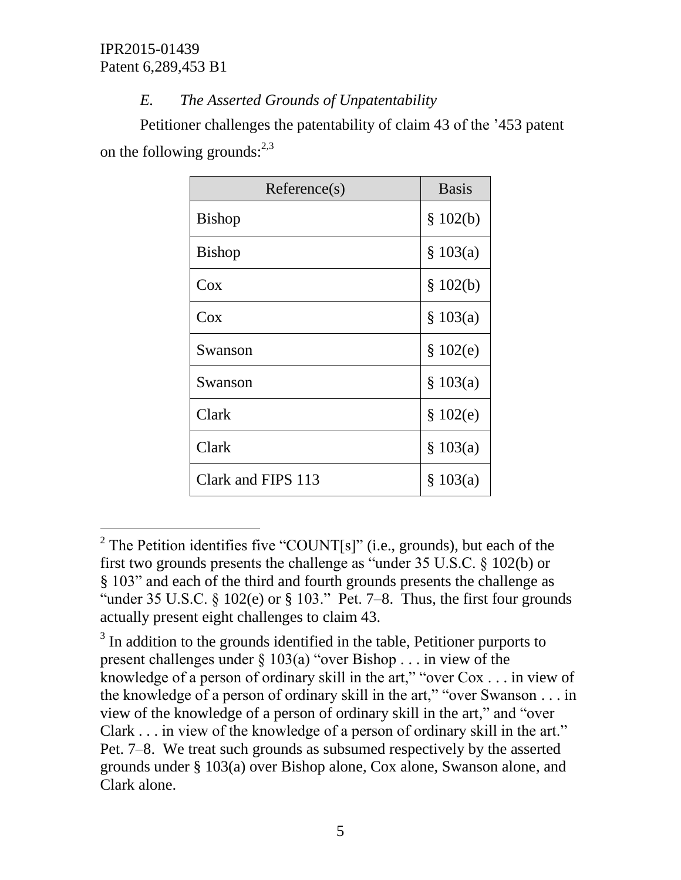### *E. The Asserted Grounds of Unpatentability*

Petitioner challenges the patentability of claim 43 of the '453 patent on the following grounds:[2,3]

| Reference(s) | Basis |
|---|---|
| Bishop | § 102(b) |
| Bishop | § 103(a) |
| Cox | § 102(b) |
| Cox | § 103(a) |
| Swanson | § 102(e) |
| Swanson | § 103(a) |
| Clark | § 102(e) |
| Clark | § 103(a) |
| Clark and FIPS 113 | § 103(a) |

[2] The Petition identifies five "COUNT[s]" (i.e., grounds), but each of the first two grounds presents the challenge as "under 35 U.S.C. § 102(b) or § 103" and each of the third and fourth grounds presents the challenge as "under 35 U.S.C. § 102(e) or § 103." Pet. 7–8. Thus, the first four grounds actually present eight challenges to claim 43.

[3] In addition to the grounds identified in the table, Petitioner purports to present challenges under § 103(a) "over Bishop . . . in view of the knowledge of a person of ordinary skill in the art," "over Cox . . . in view of the knowledge of a person of ordinary skill in the art," "over Swanson . . . in view of the knowledge of a person of ordinary skill in the art," and "over Clark . . . in view of the knowledge of a person of ordinary skill in the art." Pet. 7–8. We treat such grounds as subsumed respectively by the asserted grounds under § 103(a) over Bishop alone, Cox alone, Swanson alone, and Clark alone.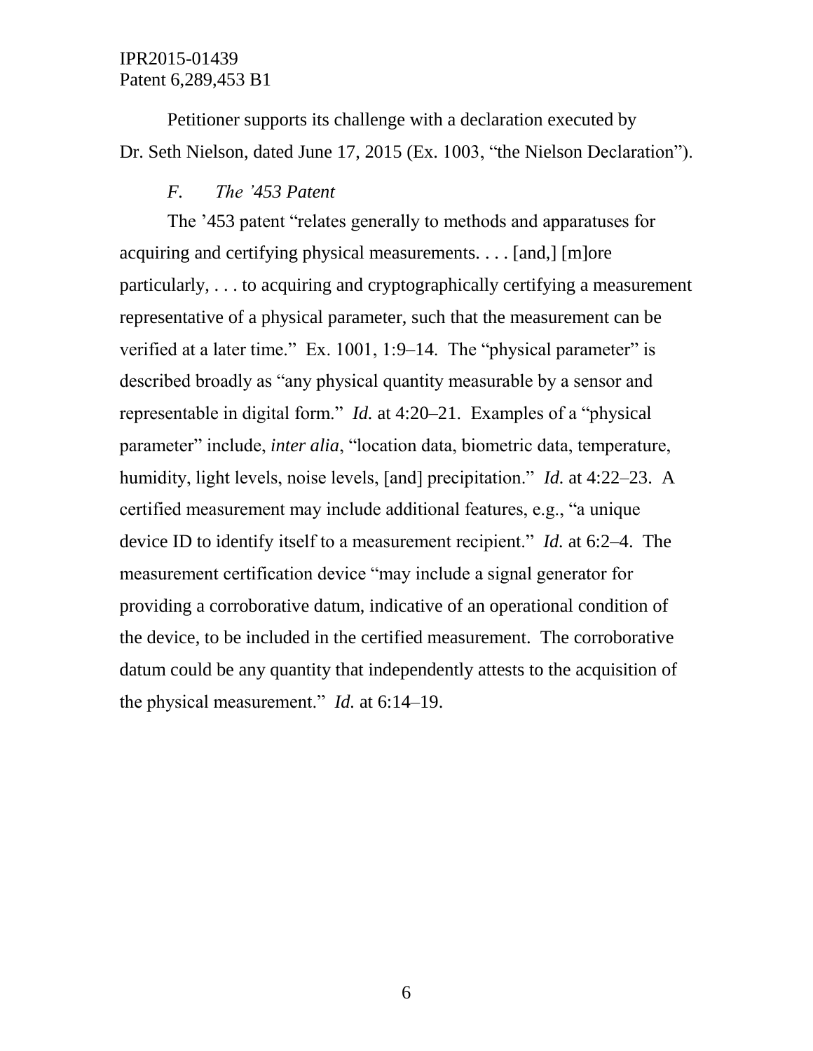Petitioner supports its challenge with a declaration executed by Dr. Seth Nielson, dated June 17, 2015 (Ex. 1003, "the Nielson Declaration").

### *F. The '453 Patent*

The '453 patent "relates generally to methods and apparatuses for acquiring and certifying physical measurements. . . . [and,] [m]ore particularly, . . . to acquiring and cryptographically certifying a measurement representative of a physical parameter, such that the measurement can be verified at a later time." Ex. 1001, 1:9–14. The "physical parameter" is described broadly as "any physical quantity measurable by a sensor and representable in digital form." *Id.* at 4:20–21. Examples of a "physical parameter" include, *inter alia*, "location data, biometric data, temperature, humidity, light levels, noise levels, [and] precipitation." *Id.* at 4:22–23. A certified measurement may include additional features, e.g., "a unique device ID to identify itself to a measurement recipient." *Id.* at 6:2–4. The measurement certification device "may include a signal generator for providing a corroborative datum, indicative of an operational condition of the device, to be included in the certified measurement. The corroborative datum could be any quantity that independently attests to the acquisition of the physical measurement." *Id.* at 6:14–19.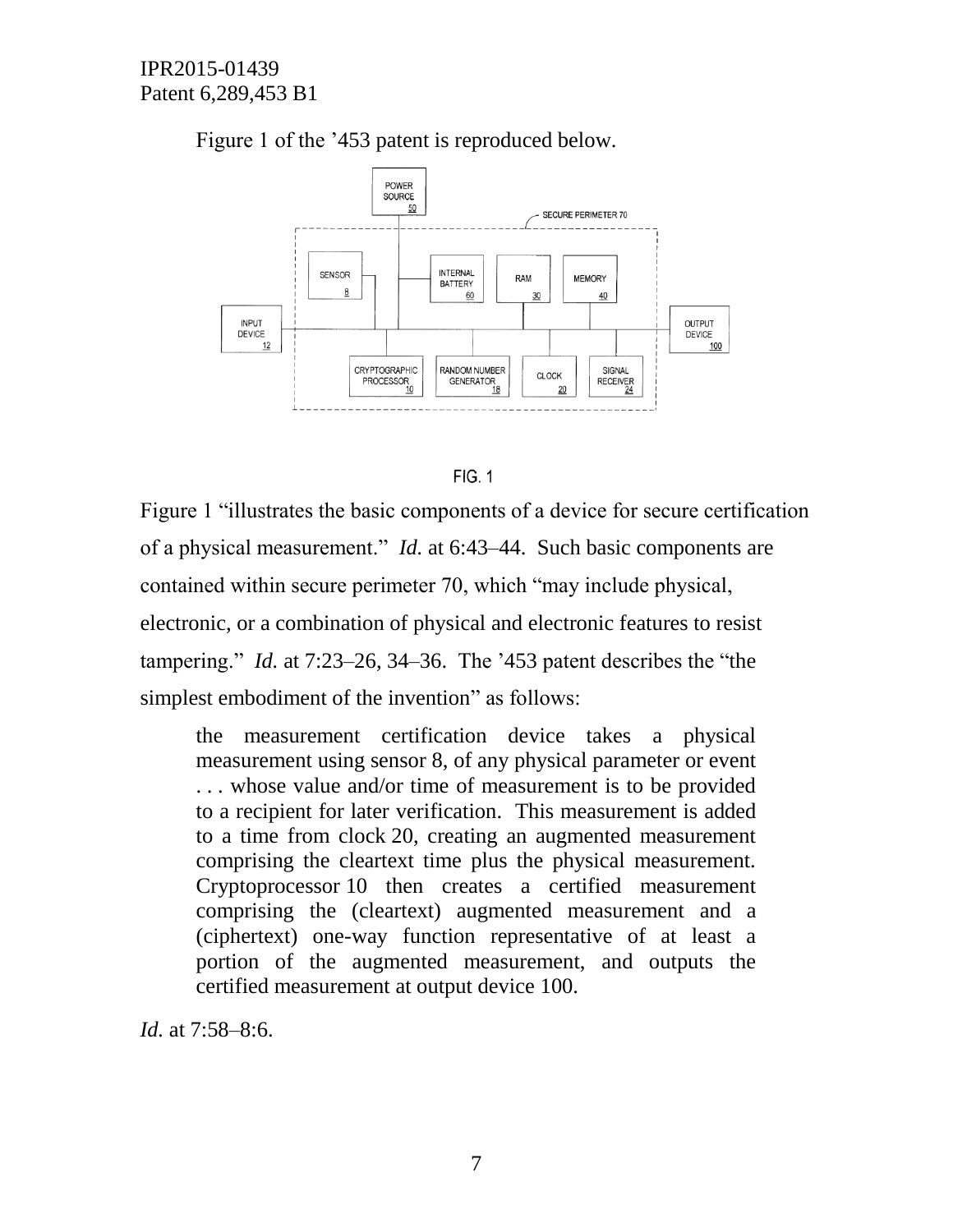Figure 1 of the ’453 patent is reproduced below.

FIG. 1

Figure 1 “illustrates the basic components of a device for secure certification of a physical measurement.” *Id.* at 6:43–44. Such basic components are contained within secure perimeter 70, which “may include physical, electronic, or a combination of physical and electronic features to resist tampering.” *Id.* at 7:23–26, 34–36. The ’453 patent describes the “the simplest embodiment of the invention” as follows:

> the measurement certification device takes a physical measurement using sensor 8, of any physical parameter or event . . . whose value and/or time of measurement is to be provided to a recipient for later verification. This measurement is added to a time from clock 20, creating an augmented measurement comprising the cleartext time plus the physical measurement. Cryptoprocessor 10 then creates a certified measurement comprising the (cleartext) augmented measurement and a (ciphertext) one-way function representative of at least a portion of the augmented measurement, and outputs the certified measurement at output device 100.

*Id.* at 7:58–8:6.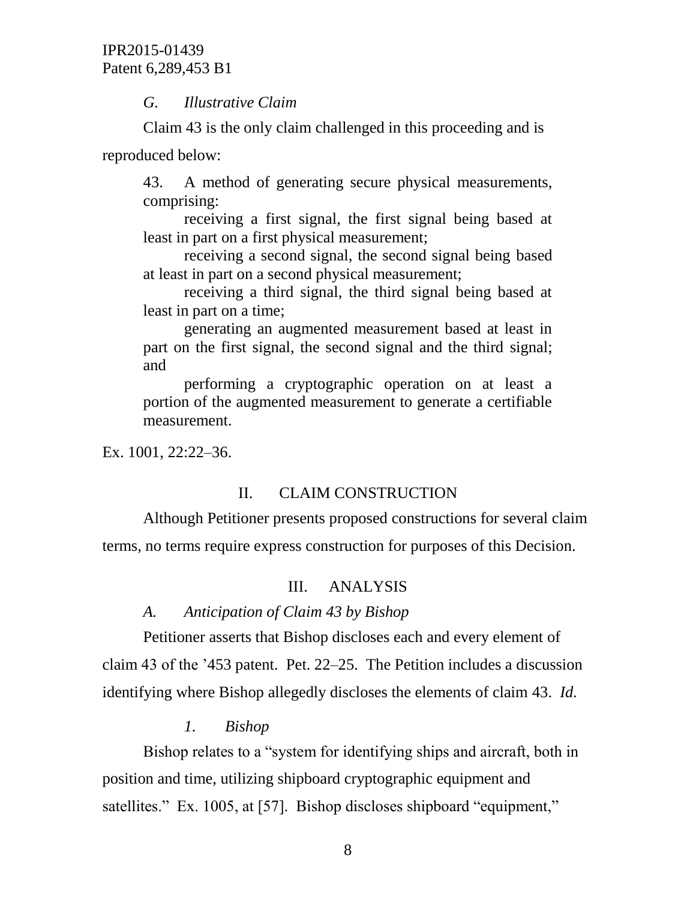### *G. Illustrative Claim*

Claim 43 is the only claim challenged in this proceeding and is reproduced below:

> 43. A method of generating secure physical measurements, comprising:
>
> receiving a first signal, the first signal being based at least in part on a first physical measurement;
>
> receiving a second signal, the second signal being based at least in part on a second physical measurement;
>
> receiving a third signal, the third signal being based at least in part on a time;
>
> generating an augmented measurement based at least in part on the first signal, the second signal and the third signal; and
>
> performing a cryptographic operation on at least a portion of the augmented measurement to generate a certifiable measurement.

Ex. 1001, 22:22–36.

## II. CLAIM CONSTRUCTION

Although Petitioner presents proposed constructions for several claim terms, no terms require express construction for purposes of this Decision.

## III. ANALYSIS

### *A. Anticipation of Claim 43 by Bishop*

Petitioner asserts that Bishop discloses each and every element of claim 43 of the '453 patent. Pet. 22–25. The Petition includes a discussion identifying where Bishop allegedly discloses the elements of claim 43. *Id.*

#### *1. Bishop*

Bishop relates to a "system for identifying ships and aircraft, both in position and time, utilizing shipboard cryptographic equipment and satellites." Ex. 1005, at [57]. Bishop discloses shipboard "equipment,"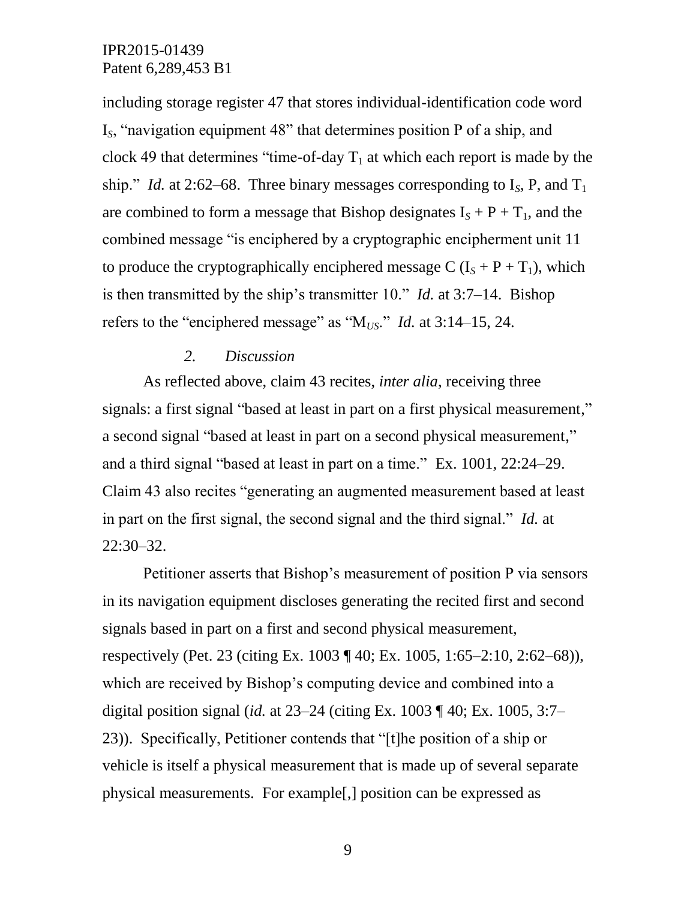including storage register 47 that stores individual-identification code word $I_S$, "navigation equipment 48" that determines position P of a ship, and clock 49 that determines "time-of-day $T_1$ at which each report is made by the ship." *Id.* at 2:62–68. Three binary messages corresponding to $I_S$, P, and $T_1$ are combined to form a message that Bishop designates $I_S + P + T_1$, and the combined message "is enciphered by a cryptographic encipherment unit 11 to produce the cryptographically enciphered message C ($I_S + P + T_1$), which is then transmitted by the ship's transmitter 10." *Id.* at 3:7–14. Bishop refers to the "enciphered message" as "$M_{US}$." *Id.* at 3:14–15, 24.

### *2. Discussion*

As reflected above, claim 43 recites, *inter alia*, receiving three signals: a first signal "based at least in part on a first physical measurement," a second signal "based at least in part on a second physical measurement," and a third signal "based at least in part on a time." Ex. 1001, 22:24–29. Claim 43 also recites "generating an augmented measurement based at least in part on the first signal, the second signal and the third signal." *Id.* at 22:30–32.

Petitioner asserts that Bishop's measurement of position P via sensors in its navigation equipment discloses generating the recited first and second signals based in part on a first and second physical measurement, respectively (Pet. 23 (citing Ex. 1003 ¶ 40; Ex. 1005, 1:65–2:10, 2:62–68)), which are received by Bishop's computing device and combined into a digital position signal (*id.* at 23–24 (citing Ex. 1003 ¶ 40; Ex. 1005, 3:7–23)). Specifically, Petitioner contends that "[t]he position of a ship or vehicle is itself a physical measurement that is made up of several separate physical measurements. For example[,] position can be expressed as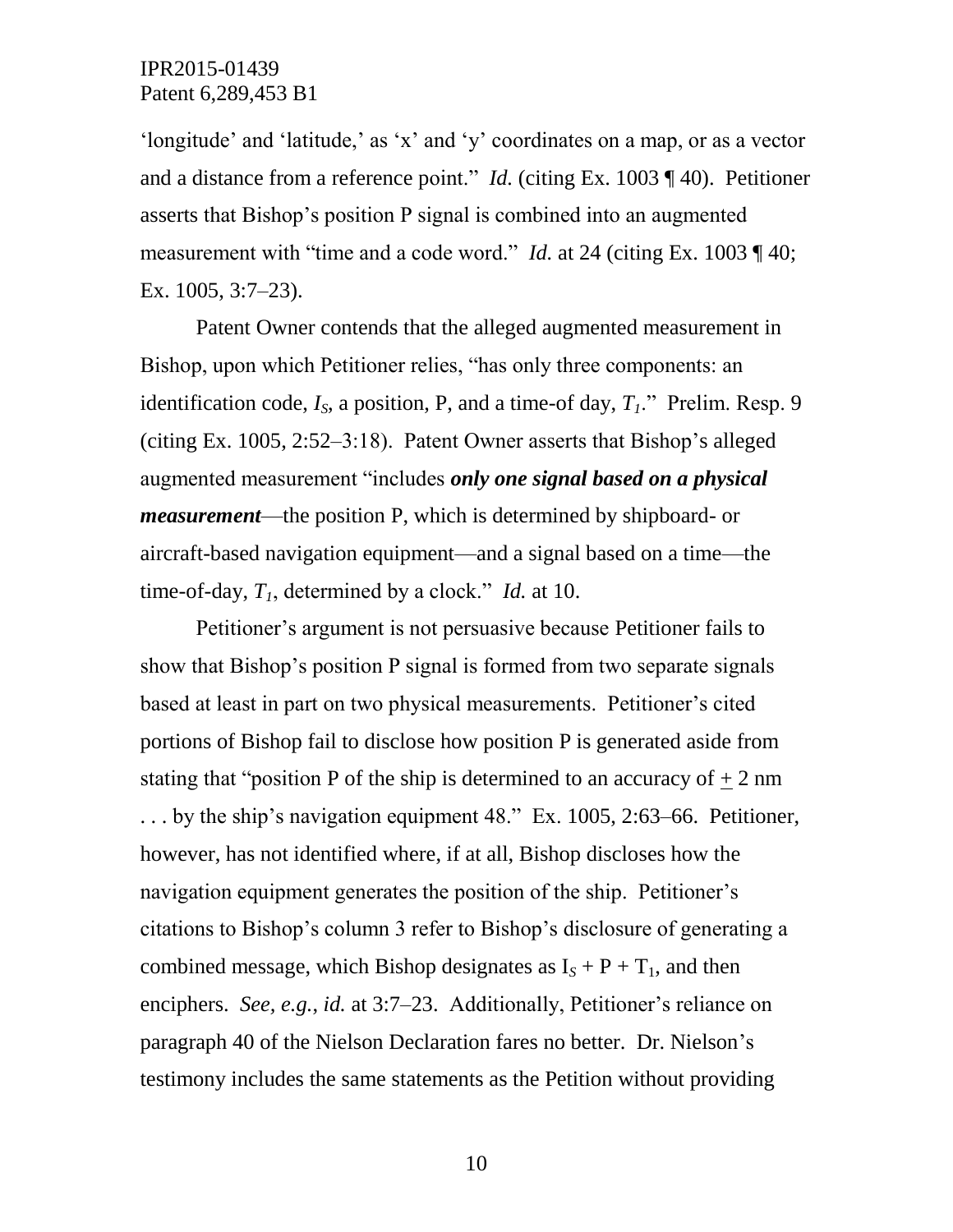'longitude' and 'latitude,' as 'x' and 'y' coordinates on a map, or as a vector and a distance from a reference point." *Id.* (citing Ex. 1003 ¶ 40). Petitioner asserts that Bishop's position P signal is combined into an augmented measurement with "time and a code word." *Id.* at 24 (citing Ex. 1003 ¶ 40; Ex. 1005, 3:7–23).

Patent Owner contends that the alleged augmented measurement in Bishop, upon which Petitioner relies, "has only three components: an identification code, $I_S$, a position, P, and a time-of day, $T_1$." Prelim. Resp. 9 (citing Ex. 1005, 2:52–3:18). Patent Owner asserts that Bishop's alleged augmented measurement "includes ***only one signal based on a physical measurement***—the position P, which is determined by shipboard- or aircraft-based navigation equipment—and a signal based on a time—the time-of-day, $T_1$, determined by a clock." *Id.* at 10.

Petitioner's argument is not persuasive because Petitioner fails to show that Bishop's position P signal is formed from two separate signals based at least in part on two physical measurements. Petitioner's cited portions of Bishop fail to disclose how position P is generated aside from stating that "position P of the ship is determined to an accuracy of ± 2 nm . . . by the ship's navigation equipment 48." Ex. 1005, 2:63–66. Petitioner, however, has not identified where, if at all, Bishop discloses how the navigation equipment generates the position of the ship. Petitioner's citations to Bishop's column 3 refer to Bishop's disclosure of generating a combined message, which Bishop designates as $I_S + P + T_1$, and then enciphers. *See, e.g.*, *id.* at 3:7–23. Additionally, Petitioner's reliance on paragraph 40 of the Nielson Declaration fares no better. Dr. Nielson's testimony includes the same statements as the Petition without providing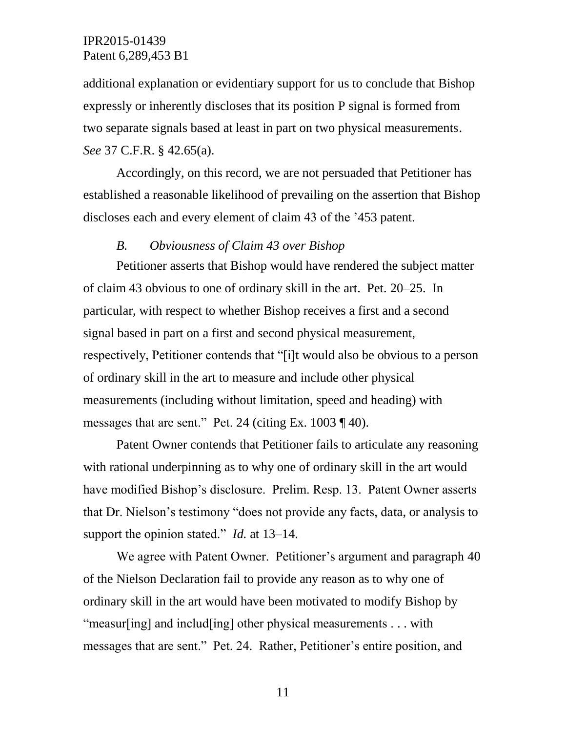additional explanation or evidentiary support for us to conclude that Bishop expressly or inherently discloses that its position P signal is formed from two separate signals based at least in part on two physical measurements. *See* 37 C.F.R. § 42.65(a).

Accordingly, on this record, we are not persuaded that Petitioner has established a reasonable likelihood of prevailing on the assertion that Bishop discloses each and every element of claim 43 of the '453 patent.

### *B. Obviousness of Claim 43 over Bishop*

Petitioner asserts that Bishop would have rendered the subject matter of claim 43 obvious to one of ordinary skill in the art. Pet. 20–25. In particular, with respect to whether Bishop receives a first and a second signal based in part on a first and second physical measurement, respectively, Petitioner contends that "[i]t would also be obvious to a person of ordinary skill in the art to measure and include other physical measurements (including without limitation, speed and heading) with messages that are sent." Pet. 24 (citing Ex. 1003 ¶ 40).

Patent Owner contends that Petitioner fails to articulate any reasoning with rational underpinning as to why one of ordinary skill in the art would have modified Bishop's disclosure. Prelim. Resp. 13. Patent Owner asserts that Dr. Nielson's testimony "does not provide any facts, data, or analysis to support the opinion stated." *Id.* at 13–14.

We agree with Patent Owner. Petitioner's argument and paragraph 40 of the Nielson Declaration fail to provide any reason as to why one of ordinary skill in the art would have been motivated to modify Bishop by "measur[ing] and includ[ing] other physical measurements . . . with messages that are sent." Pet. 24. Rather, Petitioner's entire position, and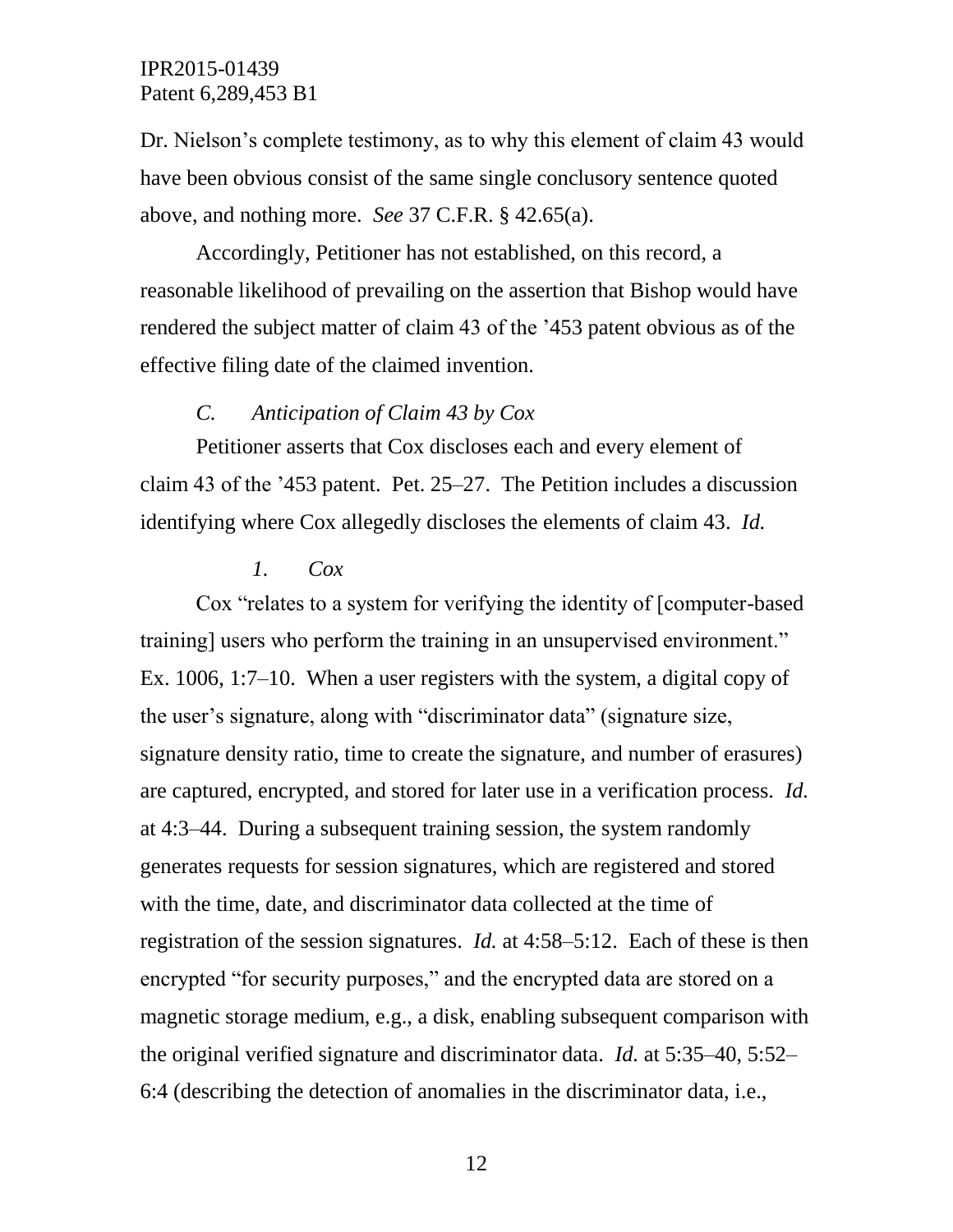Dr. Nielson's complete testimony, as to why this element of claim 43 would have been obvious consist of the same single conclusory sentence quoted above, and nothing more. *See* 37 C.F.R. § 42.65(a).

Accordingly, Petitioner has not established, on this record, a reasonable likelihood of prevailing on the assertion that Bishop would have rendered the subject matter of claim 43 of the '453 patent obvious as of the effective filing date of the claimed invention.

### *C. Anticipation of Claim 43 by Cox*

Petitioner asserts that Cox discloses each and every element of claim 43 of the '453 patent. Pet. 25–27. The Petition includes a discussion identifying where Cox allegedly discloses the elements of claim 43. *Id.*

#### *1. Cox*

Cox "relates to a system for verifying the identity of [computer-based training] users who perform the training in an unsupervised environment." Ex. 1006, 1:7–10. When a user registers with the system, a digital copy of the user's signature, along with "discriminator data" (signature size, signature density ratio, time to create the signature, and number of erasures) are captured, encrypted, and stored for later use in a verification process. *Id.* at 4:3–44. During a subsequent training session, the system randomly generates requests for session signatures, which are registered and stored with the time, date, and discriminator data collected at the time of registration of the session signatures. *Id.* at 4:58–5:12. Each of these is then encrypted "for security purposes," and the encrypted data are stored on a magnetic storage medium, e.g., a disk, enabling subsequent comparison with the original verified signature and discriminator data. *Id.* at 5:35–40, 5:52–6:4 (describing the detection of anomalies in the discriminator data, i.e.,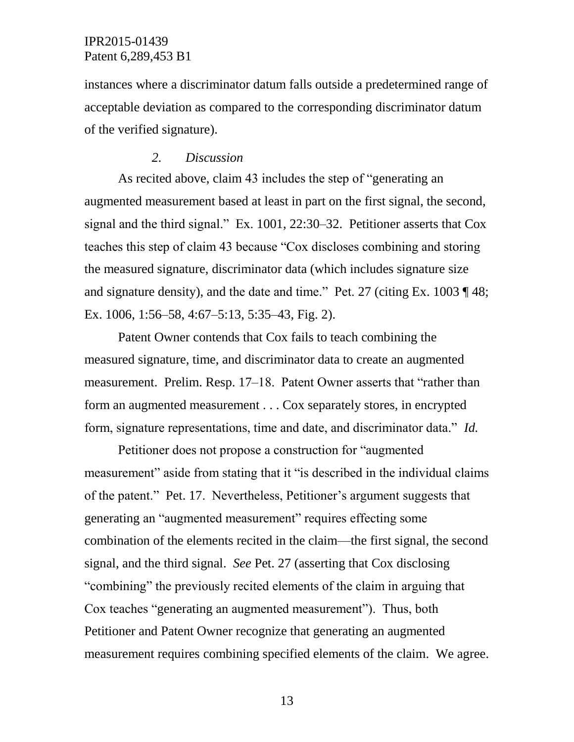instances where a discriminator datum falls outside a predetermined range of acceptable deviation as compared to the corresponding discriminator datum of the verified signature).

### *2. Discussion*

As recited above, claim 43 includes the step of "generating an augmented measurement based at least in part on the first signal, the second, signal and the third signal." Ex. 1001, 22:30–32. Petitioner asserts that Cox teaches this step of claim 43 because "Cox discloses combining and storing the measured signature, discriminator data (which includes signature size and signature density), and the date and time." Pet. 27 (citing Ex. 1003 ¶ 48; Ex. 1006, 1:56–58, 4:67–5:13, 5:35–43, Fig. 2).

Patent Owner contends that Cox fails to teach combining the measured signature, time, and discriminator data to create an augmented measurement. Prelim. Resp. 17–18. Patent Owner asserts that "rather than form an augmented measurement . . . Cox separately stores, in encrypted form, signature representations, time and date, and discriminator data." *Id.*

Petitioner does not propose a construction for "augmented measurement" aside from stating that it "is described in the individual claims of the patent." Pet. 17. Nevertheless, Petitioner's argument suggests that generating an "augmented measurement" requires effecting some combination of the elements recited in the claim—the first signal, the second signal, and the third signal. *See* Pet. 27 (asserting that Cox disclosing "combining" the previously recited elements of the claim in arguing that Cox teaches "generating an augmented measurement"). Thus, both Petitioner and Patent Owner recognize that generating an augmented measurement requires combining specified elements of the claim. We agree.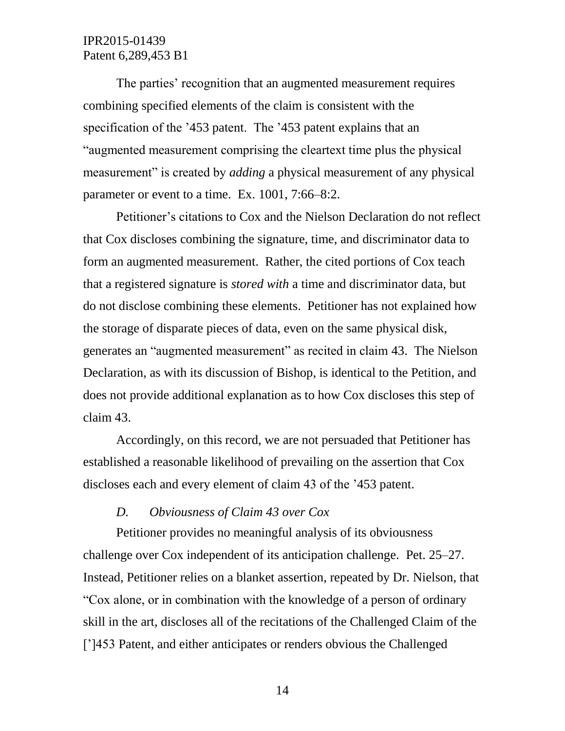The parties' recognition that an augmented measurement requires combining specified elements of the claim is consistent with the specification of the '453 patent. The '453 patent explains that an "augmented measurement comprising the cleartext time plus the physical measurement" is created by *adding* a physical measurement of any physical parameter or event to a time. Ex. 1001, 7:66–8:2.

Petitioner's citations to Cox and the Nielson Declaration do not reflect that Cox discloses combining the signature, time, and discriminator data to form an augmented measurement. Rather, the cited portions of Cox teach that a registered signature is *stored with* a time and discriminator data, but do not disclose combining these elements. Petitioner has not explained how the storage of disparate pieces of data, even on the same physical disk, generates an "augmented measurement" as recited in claim 43. The Nielson Declaration, as with its discussion of Bishop, is identical to the Petition, and does not provide additional explanation as to how Cox discloses this step of claim 43.

Accordingly, on this record, we are not persuaded that Petitioner has established a reasonable likelihood of prevailing on the assertion that Cox discloses each and every element of claim 43 of the '453 patent.

### *D. Obviousness of Claim 43 over Cox*

Petitioner provides no meaningful analysis of its obviousness challenge over Cox independent of its anticipation challenge. Pet. 25–27. Instead, Petitioner relies on a blanket assertion, repeated by Dr. Nielson, that "Cox alone, or in combination with the knowledge of a person of ordinary skill in the art, discloses all of the recitations of the Challenged Claim of the [']453 Patent, and either anticipates or renders obvious the Challenged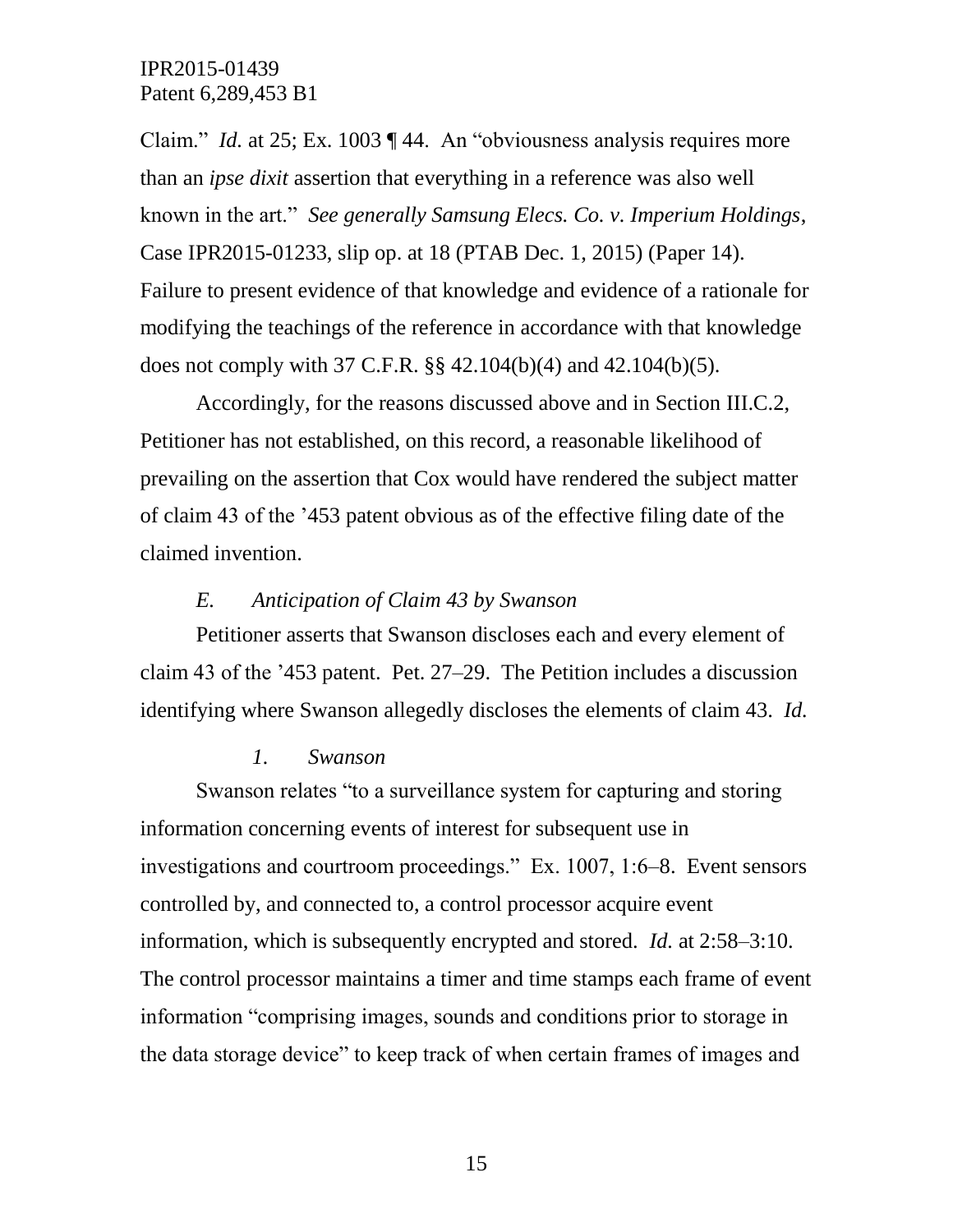Claim." *Id.* at 25; Ex. 1003 ¶ 44. An "obviousness analysis requires more than an *ipse dixit* assertion that everything in a reference was also well known in the art." *See generally Samsung Elecs. Co. v. Imperium Holdings*, Case IPR2015-01233, slip op. at 18 (PTAB Dec. 1, 2015) (Paper 14). Failure to present evidence of that knowledge and evidence of a rationale for modifying the teachings of the reference in accordance with that knowledge does not comply with 37 C.F.R. §§ 42.104(b)(4) and 42.104(b)(5).

Accordingly, for the reasons discussed above and in Section III.C.2, Petitioner has not established, on this record, a reasonable likelihood of prevailing on the assertion that Cox would have rendered the subject matter of claim 43 of the '453 patent obvious as of the effective filing date of the claimed invention.

### *E. Anticipation of Claim 43 by Swanson*

Petitioner asserts that Swanson discloses each and every element of claim 43 of the '453 patent. Pet. 27–29. The Petition includes a discussion identifying where Swanson allegedly discloses the elements of claim 43. *Id.*

#### *1. Swanson*

Swanson relates "to a surveillance system for capturing and storing information concerning events of interest for subsequent use in investigations and courtroom proceedings." Ex. 1007, 1:6–8. Event sensors controlled by, and connected to, a control processor acquire event information, which is subsequently encrypted and stored. *Id.* at 2:58–3:10. The control processor maintains a timer and time stamps each frame of event information "comprising images, sounds and conditions prior to storage in the data storage device" to keep track of when certain frames of images and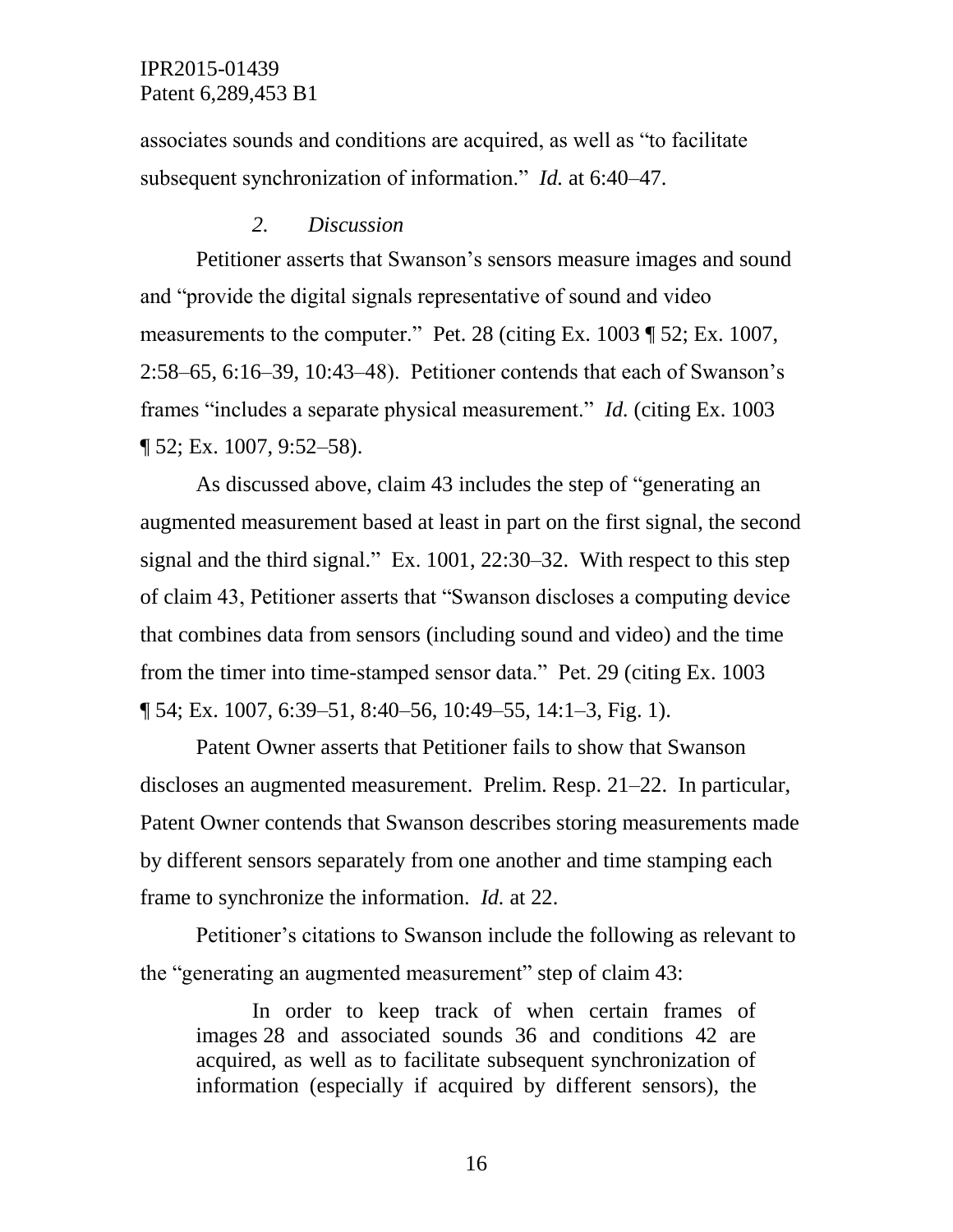associates sounds and conditions are acquired, as well as "to facilitate subsequent synchronization of information." *Id.* at 6:40–47.

### *2. Discussion*

Petitioner asserts that Swanson's sensors measure images and sound and "provide the digital signals representative of sound and video measurements to the computer." Pet. 28 (citing Ex. 1003 ¶ 52; Ex. 1007, 2:58–65, 6:16–39, 10:43–48). Petitioner contends that each of Swanson's frames "includes a separate physical measurement." *Id.* (citing Ex. 1003 ¶ 52; Ex. 1007, 9:52–58).

As discussed above, claim 43 includes the step of "generating an augmented measurement based at least in part on the first signal, the second signal and the third signal." Ex. 1001, 22:30–32. With respect to this step of claim 43, Petitioner asserts that "Swanson discloses a computing device that combines data from sensors (including sound and video) and the time from the timer into time-stamped sensor data." Pet. 29 (citing Ex. 1003 ¶ 54; Ex. 1007, 6:39–51, 8:40–56, 10:49–55, 14:1–3, Fig. 1).

Patent Owner asserts that Petitioner fails to show that Swanson discloses an augmented measurement. Prelim. Resp. 21–22. In particular, Patent Owner contends that Swanson describes storing measurements made by different sensors separately from one another and time stamping each frame to synchronize the information. *Id.* at 22.

Petitioner's citations to Swanson include the following as relevant to the "generating an augmented measurement" step of claim 43:

> In order to keep track of when certain frames of images 28 and associated sounds 36 and conditions 42 are acquired, as well as to facilitate subsequent synchronization of information (especially if acquired by different sensors), the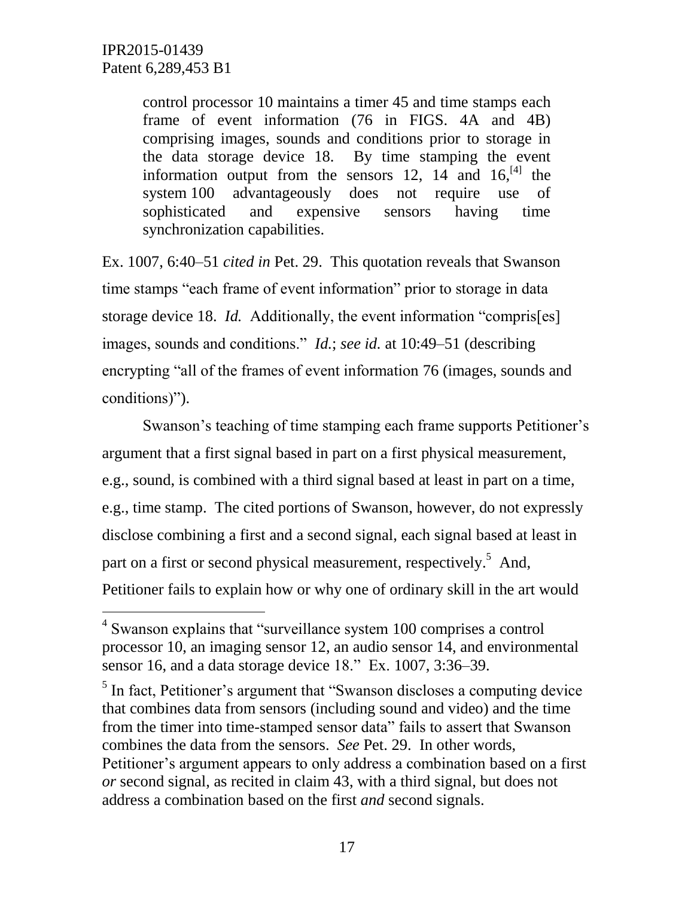> control processor 10 maintains a timer 45 and time stamps each frame of event information (76 in FIGS. 4A and 4B) comprising images, sounds and conditions prior to storage in the data storage device 18. By time stamping the event information output from the sensors 12, 14 and 16,[4] the system 100 advantageously does not require use of sophisticated and expensive sensors having time synchronization capabilities.

Ex. 1007, 6:40–51 *cited in* Pet. 29. This quotation reveals that Swanson time stamps "each frame of event information" prior to storage in data storage device 18. *Id.* Additionally, the event information "compris[es] images, sounds and conditions." *Id.*; *see id.* at 10:49–51 (describing encrypting "all of the frames of event information 76 (images, sounds and conditions)").

Swanson's teaching of time stamping each frame supports Petitioner's argument that a first signal based in part on a first physical measurement, e.g., sound, is combined with a third signal based at least in part on a time, e.g., time stamp. The cited portions of Swanson, however, do not expressly disclose combining a first and a second signal, each signal based at least in part on a first or second physical measurement, respectively.[5] And, Petitioner fails to explain how or why one of ordinary skill in the art would

---

[4] Swanson explains that "surveillance system 100 comprises a control processor 10, an imaging sensor 12, an audio sensor 14, and environmental sensor 16, and a data storage device 18." Ex. 1007, 3:36–39.

[5] In fact, Petitioner's argument that "Swanson discloses a computing device that combines data from sensors (including sound and video) and the time from the timer into time-stamped sensor data" fails to assert that Swanson combines the data from the sensors. *See* Pet. 29. In other words, Petitioner's argument appears to only address a combination based on a first *or* second signal, as recited in claim 43, with a third signal, but does not address a combination based on the first *and* second signals.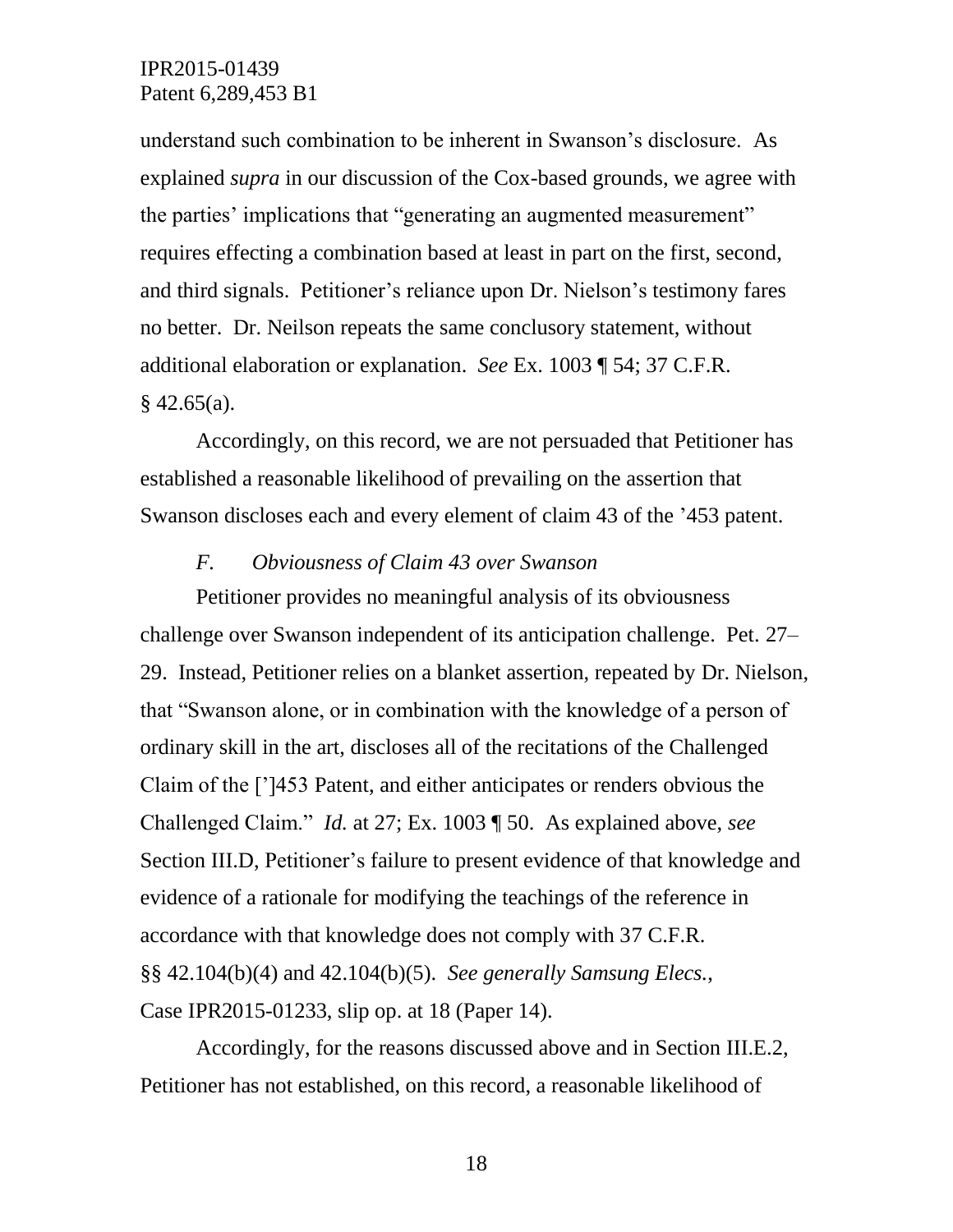understand such combination to be inherent in Swanson's disclosure. As explained *supra* in our discussion of the Cox-based grounds, we agree with the parties' implications that "generating an augmented measurement" requires effecting a combination based at least in part on the first, second, and third signals. Petitioner's reliance upon Dr. Nielson's testimony fares no better. Dr. Neilson repeats the same conclusory statement, without additional elaboration or explanation. *See* Ex. 1003 ¶ 54; 37 C.F.R. § 42.65(a).

Accordingly, on this record, we are not persuaded that Petitioner has established a reasonable likelihood of prevailing on the assertion that Swanson discloses each and every element of claim 43 of the '453 patent.

### *F. Obviousness of Claim 43 over Swanson*

Petitioner provides no meaningful analysis of its obviousness challenge over Swanson independent of its anticipation challenge. Pet. 27–29. Instead, Petitioner relies on a blanket assertion, repeated by Dr. Nielson, that "Swanson alone, or in combination with the knowledge of a person of ordinary skill in the art, discloses all of the recitations of the Challenged Claim of the [']453 Patent, and either anticipates or renders obvious the Challenged Claim." *Id.* at 27; Ex. 1003 ¶ 50. As explained above, *see* Section III.D, Petitioner's failure to present evidence of that knowledge and evidence of a rationale for modifying the teachings of the reference in accordance with that knowledge does not comply with 37 C.F.R. §§ 42.104(b)(4) and 42.104(b)(5). *See generally Samsung Elecs.*, Case IPR2015-01233, slip op. at 18 (Paper 14).

Accordingly, for the reasons discussed above and in Section III.E.2, Petitioner has not established, on this record, a reasonable likelihood of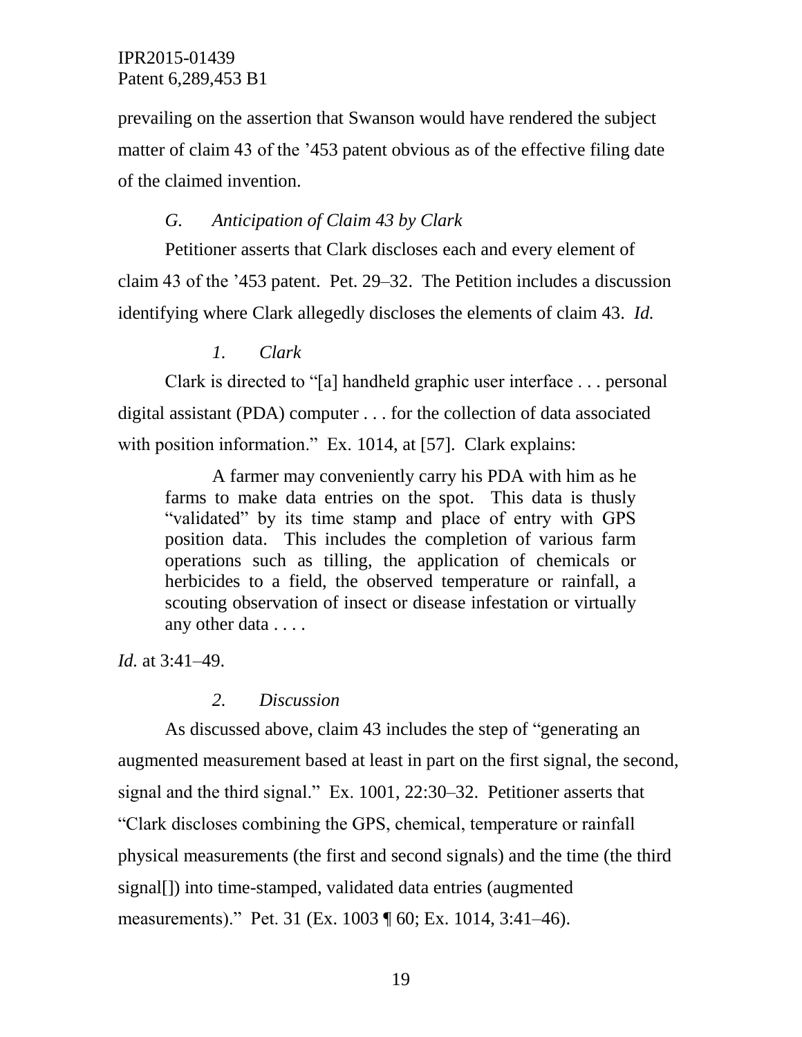prevailing on the assertion that Swanson would have rendered the subject matter of claim 43 of the '453 patent obvious as of the effective filing date of the claimed invention.

### *G. Anticipation of Claim 43 by Clark*

Petitioner asserts that Clark discloses each and every element of claim 43 of the '453 patent. Pet. 29–32. The Petition includes a discussion identifying where Clark allegedly discloses the elements of claim 43. *Id.*

#### *1. Clark*

Clark is directed to "[a] handheld graphic user interface . . . personal digital assistant (PDA) computer . . . for the collection of data associated with position information." Ex. 1014, at [57]. Clark explains:

> A farmer may conveniently carry his PDA with him as he farms to make data entries on the spot. This data is thusly "validated" by its time stamp and place of entry with GPS position data. This includes the completion of various farm operations such as tilling, the application of chemicals or herbicides to a field, the observed temperature or rainfall, a scouting observation of insect or disease infestation or virtually any other data . . . .

*Id.* at 3:41–49.

#### *2. Discussion*

As discussed above, claim 43 includes the step of "generating an augmented measurement based at least in part on the first signal, the second, signal and the third signal." Ex. 1001, 22:30–32. Petitioner asserts that "Clark discloses combining the GPS, chemical, temperature or rainfall physical measurements (the first and second signals) and the time (the third signal[]) into time-stamped, validated data entries (augmented measurements)." Pet. 31 (Ex. 1003 ¶ 60; Ex. 1014, 3:41–46).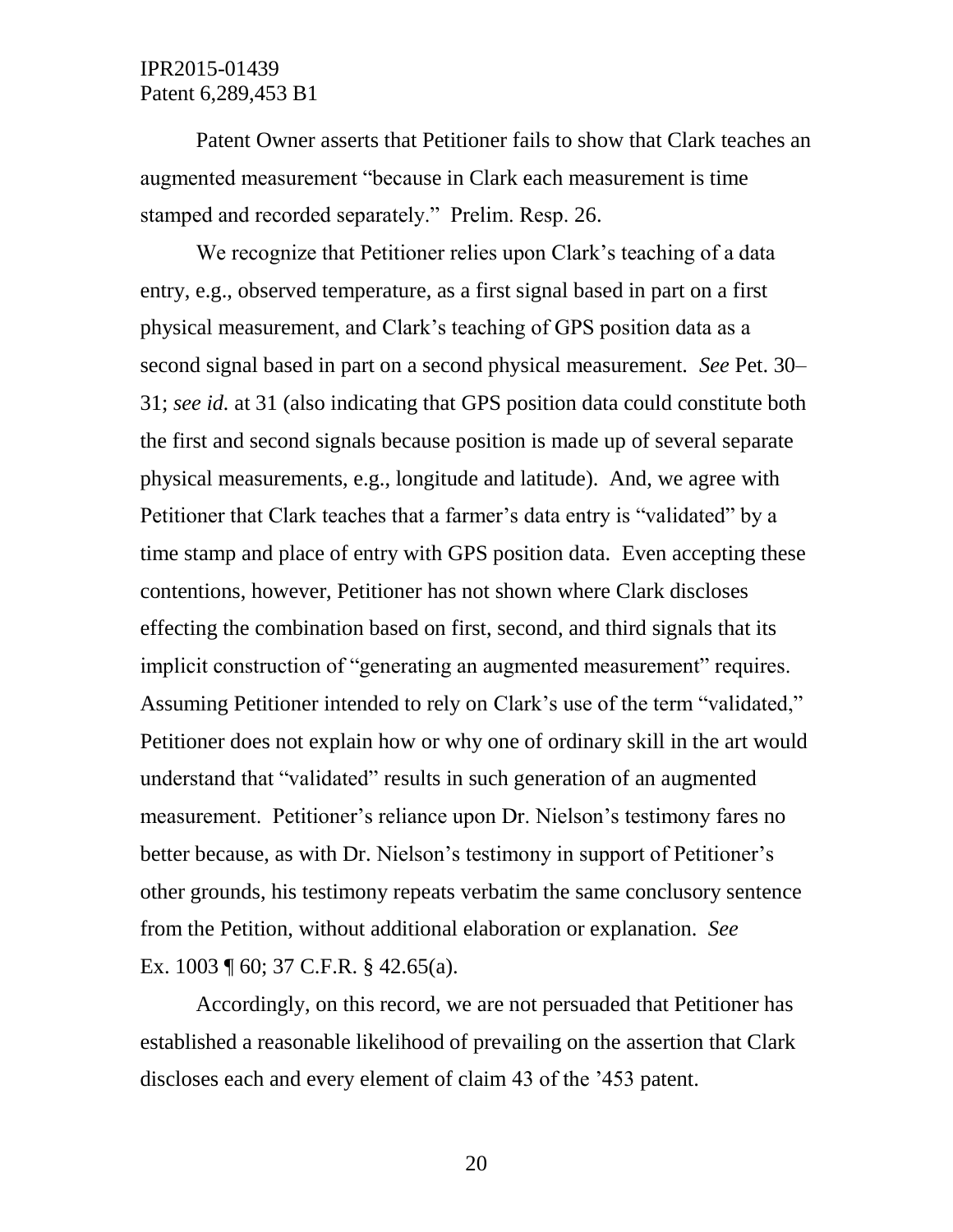Patent Owner asserts that Petitioner fails to show that Clark teaches an augmented measurement "because in Clark each measurement is time stamped and recorded separately." Prelim. Resp. 26.

We recognize that Petitioner relies upon Clark's teaching of a data entry, e.g., observed temperature, as a first signal based in part on a first physical measurement, and Clark's teaching of GPS position data as a second signal based in part on a second physical measurement. *See* Pet. 30–31; *see id.* at 31 (also indicating that GPS position data could constitute both the first and second signals because position is made up of several separate physical measurements, e.g., longitude and latitude). And, we agree with Petitioner that Clark teaches that a farmer's data entry is "validated" by a time stamp and place of entry with GPS position data. Even accepting these contentions, however, Petitioner has not shown where Clark discloses effecting the combination based on first, second, and third signals that its implicit construction of "generating an augmented measurement" requires. Assuming Petitioner intended to rely on Clark's use of the term "validated," Petitioner does not explain how or why one of ordinary skill in the art would understand that "validated" results in such generation of an augmented measurement. Petitioner's reliance upon Dr. Nielson's testimony fares no better because, as with Dr. Nielson's testimony in support of Petitioner's other grounds, his testimony repeats verbatim the same conclusory sentence from the Petition, without additional elaboration or explanation. *See* Ex. 1003 ¶ 60; 37 C.F.R. § 42.65(a).

Accordingly, on this record, we are not persuaded that Petitioner has established a reasonable likelihood of prevailing on the assertion that Clark discloses each and every element of claim 43 of the '453 patent.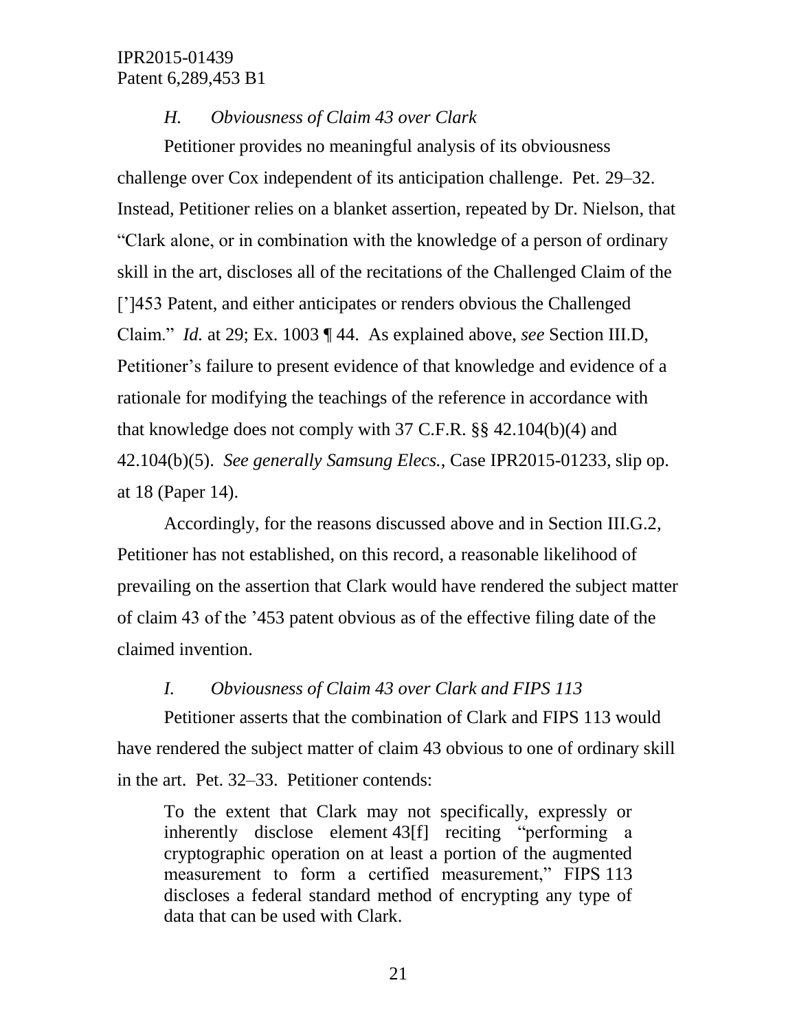### *H. Obviousness of Claim 43 over Clark*

Petitioner provides no meaningful analysis of its obviousness challenge over Cox independent of its anticipation challenge. Pet. 29–32. Instead, Petitioner relies on a blanket assertion, repeated by Dr. Nielson, that "Clark alone, or in combination with the knowledge of a person of ordinary skill in the art, discloses all of the recitations of the Challenged Claim of the [']453 Patent, and either anticipates or renders obvious the Challenged Claim." *Id.* at 29; Ex. 1003 ¶ 44. As explained above, *see* Section III.D, Petitioner's failure to present evidence of that knowledge and evidence of a rationale for modifying the teachings of the reference in accordance with that knowledge does not comply with 37 C.F.R. §§ 42.104(b)(4) and 42.104(b)(5). *See generally Samsung Elecs.*, Case IPR2015-01233, slip op. at 18 (Paper 14).

Accordingly, for the reasons discussed above and in Section III.G.2, Petitioner has not established, on this record, a reasonable likelihood of prevailing on the assertion that Clark would have rendered the subject matter of claim 43 of the '453 patent obvious as of the effective filing date of the claimed invention.

### *I. Obviousness of Claim 43 over Clark and FIPS 113*

Petitioner asserts that the combination of Clark and FIPS 113 would have rendered the subject matter of claim 43 obvious to one of ordinary skill in the art. Pet. 32–33. Petitioner contends:

> To the extent that Clark may not specifically, expressly or inherently disclose element 43[f] reciting "performing a cryptographic operation on at least a portion of the augmented measurement to form a certified measurement," FIPS 113 discloses a federal standard method of encrypting any type of data that can be used with Clark.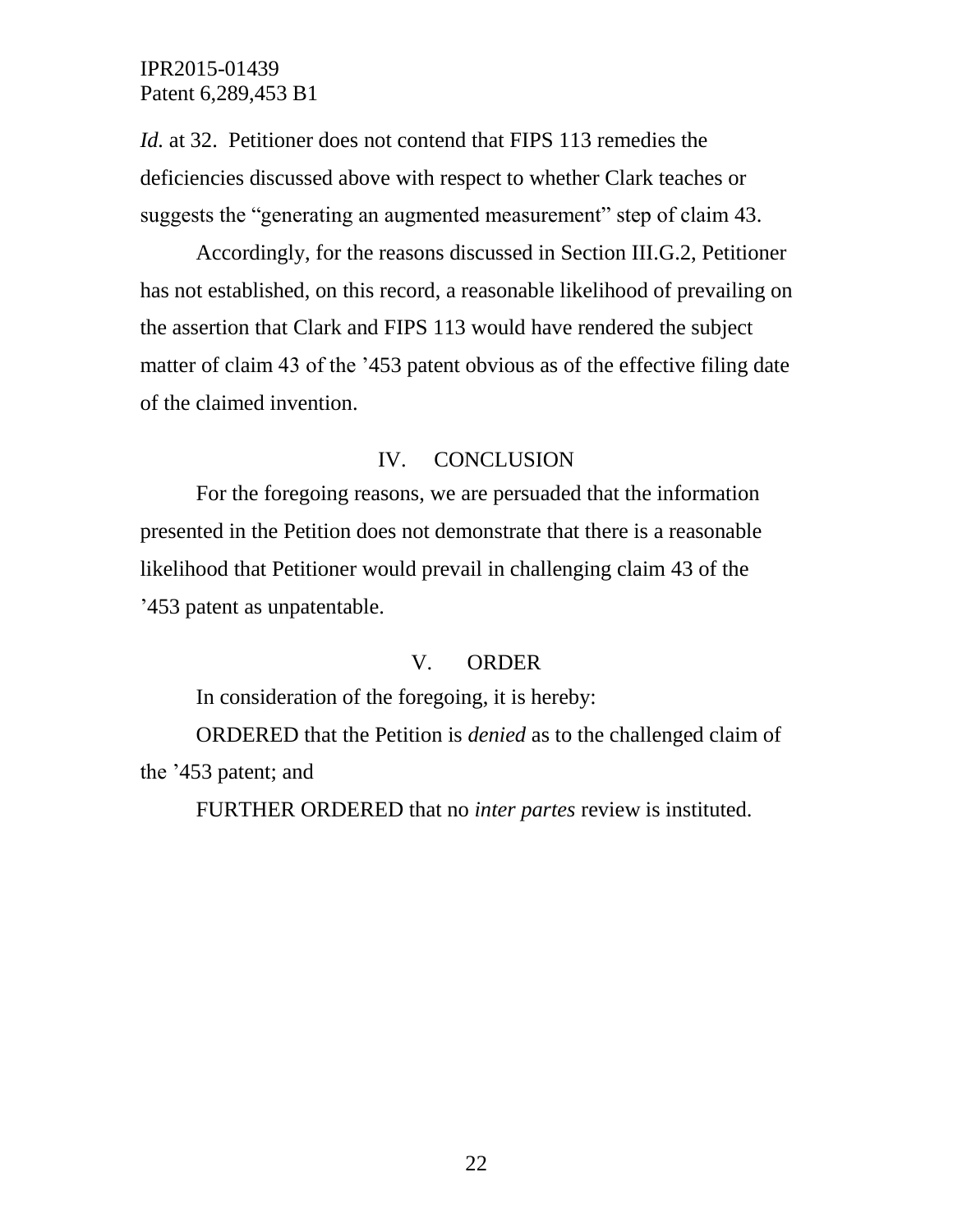*Id.* at 32. Petitioner does not contend that FIPS 113 remedies the deficiencies discussed above with respect to whether Clark teaches or suggests the "generating an augmented measurement" step of claim 43.

Accordingly, for the reasons discussed in Section III.G.2, Petitioner has not established, on this record, a reasonable likelihood of prevailing on the assertion that Clark and FIPS 113 would have rendered the subject matter of claim 43 of the '453 patent obvious as of the effective filing date of the claimed invention.

## IV. CONCLUSION

For the foregoing reasons, we are persuaded that the information presented in the Petition does not demonstrate that there is a reasonable likelihood that Petitioner would prevail in challenging claim 43 of the '453 patent as unpatentable.

## V. ORDER

In consideration of the foregoing, it is hereby:

ORDERED that the Petition is *denied* as to the challenged claim of the '453 patent; and

FURTHER ORDERED that no *inter partes* review is instituted.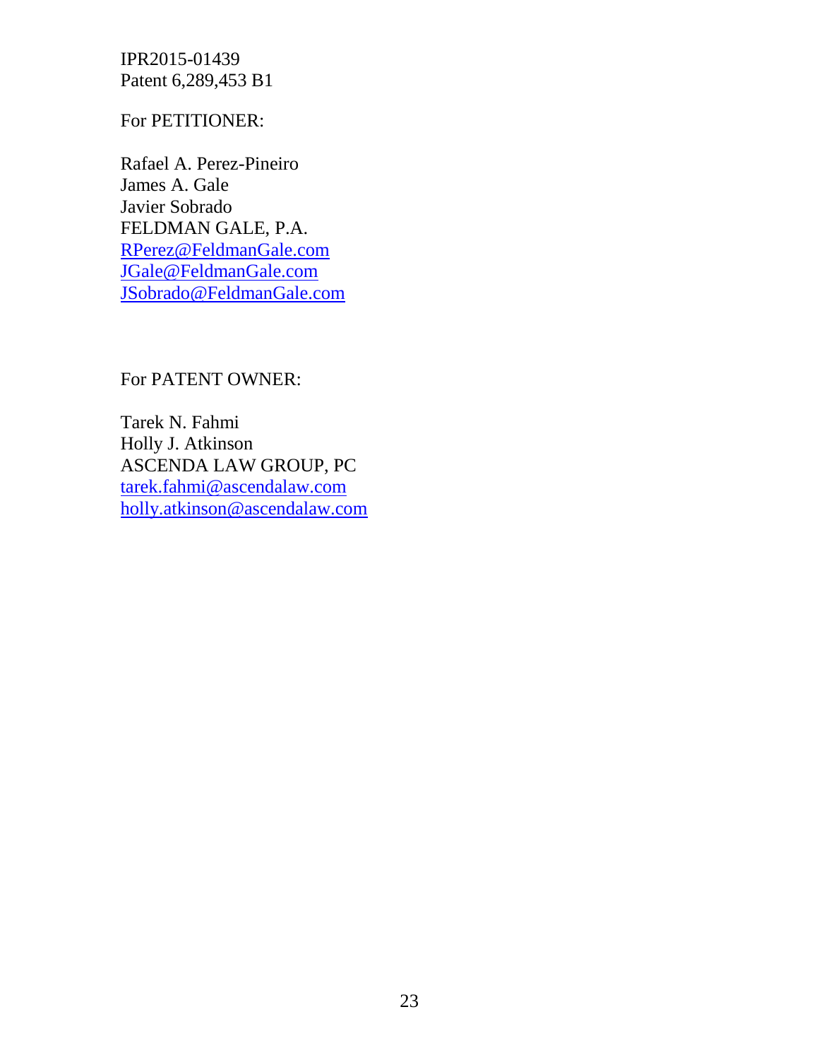For PETITIONER:

Rafael A. Perez-Pineiro
James A. Gale
Javier Sobrado
FELDMAN GALE, P.A.
RPerez@FeldmanGale.com
JGale@FeldmanGale.com
JSobrado@FeldmanGale.com

For PATENT OWNER:

Tarek N. Fahmi
Holly J. Atkinson
ASCENDA LAW GROUP, PC
tarek.fahmi@ascendalaw.com
holly.atkinson@ascendalaw.com